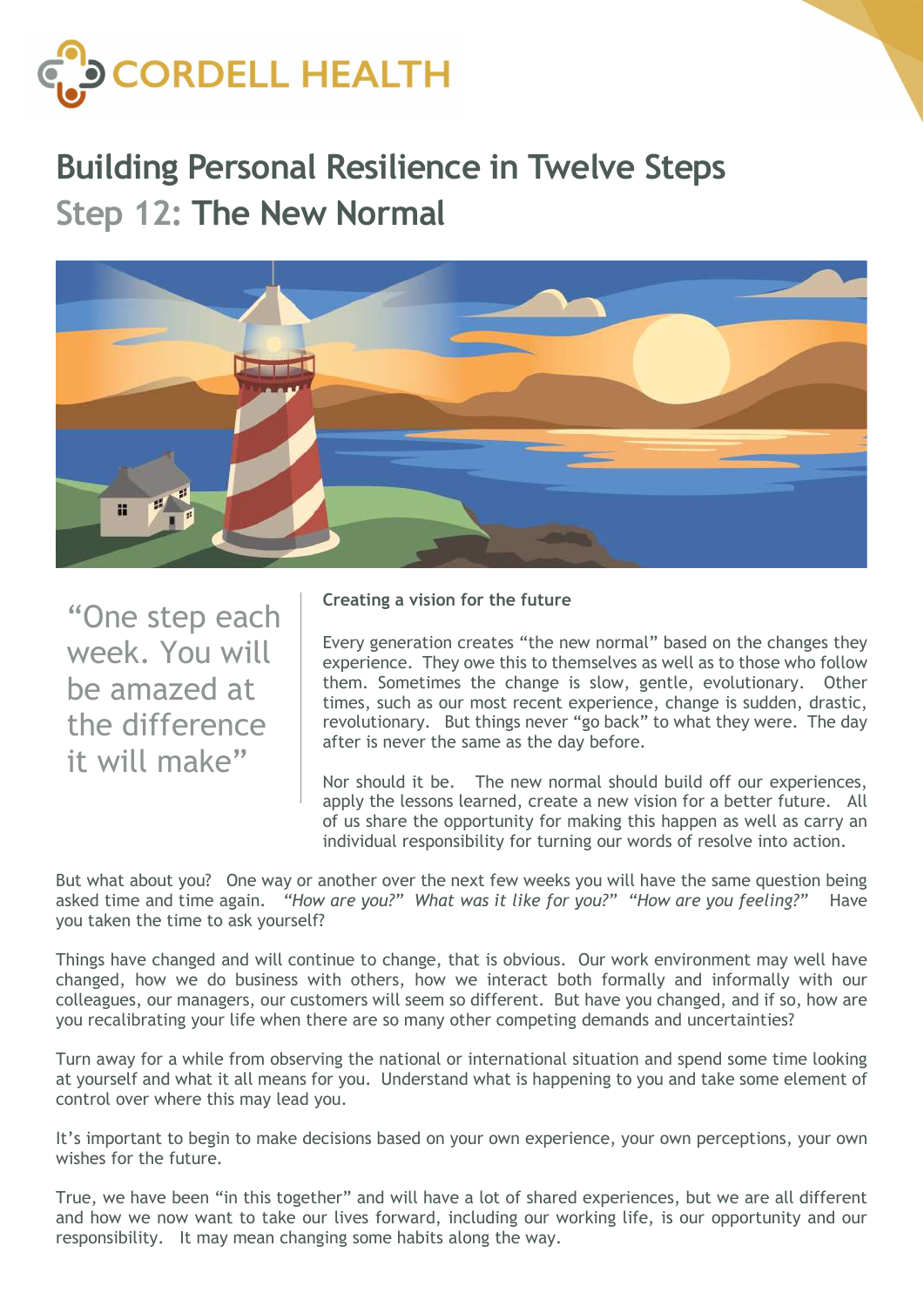CORDELL HEALTH

# Building Personal Resilience in Twelve Steps

## Step 12: The New Normal

“One step each week. You will be amazed at the difference it will make”

**Creating a vision for the future**

Every generation creates “the new normal” based on the changes they experience. They owe this to themselves as well as to those who follow them. Sometimes the change is slow, gentle, evolutionary. Other times, such as our most recent experience, change is sudden, drastic, revolutionary. But things never “go back” to what they were. The day after is never the same as the day before.

Nor should it be. The new normal should build off our experiences, apply the lessons learned, create a new vision for a better future. All of us share the opportunity for making this happen as well as carry an individual responsibility for turning our words of resolve into action.

But what about you? One way or another over the next few weeks you will have the same question being asked time and time again. *“How are you?” What was it like for you?” “How are you feeling?”* Have you taken the time to ask yourself?

Things have changed and will continue to change, that is obvious. Our work environment may well have changed, how we do business with others, how we interact both formally and informally with our colleagues, our managers, our customers will seem so different. But have you changed, and if so, how are you recalibrating your life when there are so many other competing demands and uncertainties?

Turn away for a while from observing the national or international situation and spend some time looking at yourself and what it all means for you. Understand what is happening to you and take some element of control over where this may lead you.

It’s important to begin to make decisions based on your own experience, your own perceptions, your own wishes for the future.

True, we have been “in this together” and will have a lot of shared experiences, but we are all different and how we now want to take our lives forward, including our working life, is our opportunity and our responsibility. It may mean changing some habits along the way.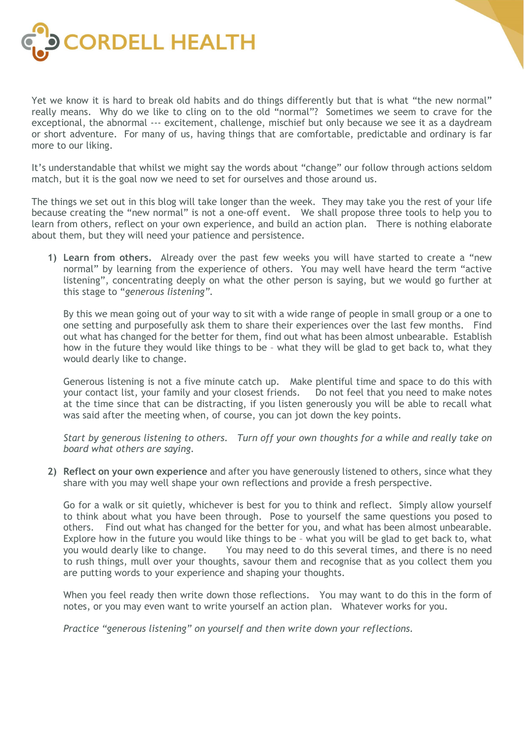Yet we know it is hard to break old habits and do things differently but that is what "the new normal" really means. Why do we like to cling on to the old "normal"? Sometimes we seem to crave for the exceptional, the abnormal --- excitement, challenge, mischief but only because we see it as a daydream or short adventure. For many of us, having things that are comfortable, predictable and ordinary is far more to our liking.

It's understandable that whilst we might say the words about "change" our follow through actions seldom match, but it is the goal now we need to set for ourselves and those around us.

The things we set out in this blog will take longer than the week. They may take you the rest of your life because creating the "new normal" is not a one-off event. We shall propose three tools to help you to learn from others, reflect on your own experience, and build an action plan. There is nothing elaborate about them, but they will need your patience and persistence.

1) **Learn from others.** Already over the past few weeks you will have started to create a "new normal" by learning from the experience of others. You may well have heard the term "active listening", concentrating deeply on what the other person is saying, but we would go further at this stage to "*generous listening*".

   By this we mean going out of your way to sit with a wide range of people in small group or a one to one setting and purposefully ask them to share their experiences over the last few months. Find out what has changed for the better for them, find out what has been almost unbearable. Establish how in the future they would like things to be – what they will be glad to get back to, what they would dearly like to change.

   Generous listening is not a five minute catch up. Make plentiful time and space to do this with your contact list, your family and your closest friends. Do not feel that you need to make notes at the time since that can be distracting, if you listen generously you will be able to recall what was said after the meeting when, of course, you can jot down the key points.

   *Start by generous listening to others. Turn off your own thoughts for a while and really take on board what others are saying.*

2) **Reflect on your own experience** and after you have generously listened to others, since what they share with you may well shape your own reflections and provide a fresh perspective.

   Go for a walk or sit quietly, whichever is best for you to think and reflect. Simply allow yourself to think about what you have been through. Pose to yourself the same questions you posed to others. Find out what has changed for the better for you, and what has been almost unbearable. Explore how in the future you would like things to be – what you will be glad to get back to, what you would dearly like to change. You may need to do this several times, and there is no need to rush things, mull over your thoughts, savour them and recognise that as you collect them you are putting words to your experience and shaping your thoughts.

   When you feel ready then write down those reflections. You may want to do this in the form of notes, or you may even want to write yourself an action plan. Whatever works for you.

   *Practice "generous listening" on yourself and then write down your reflections.*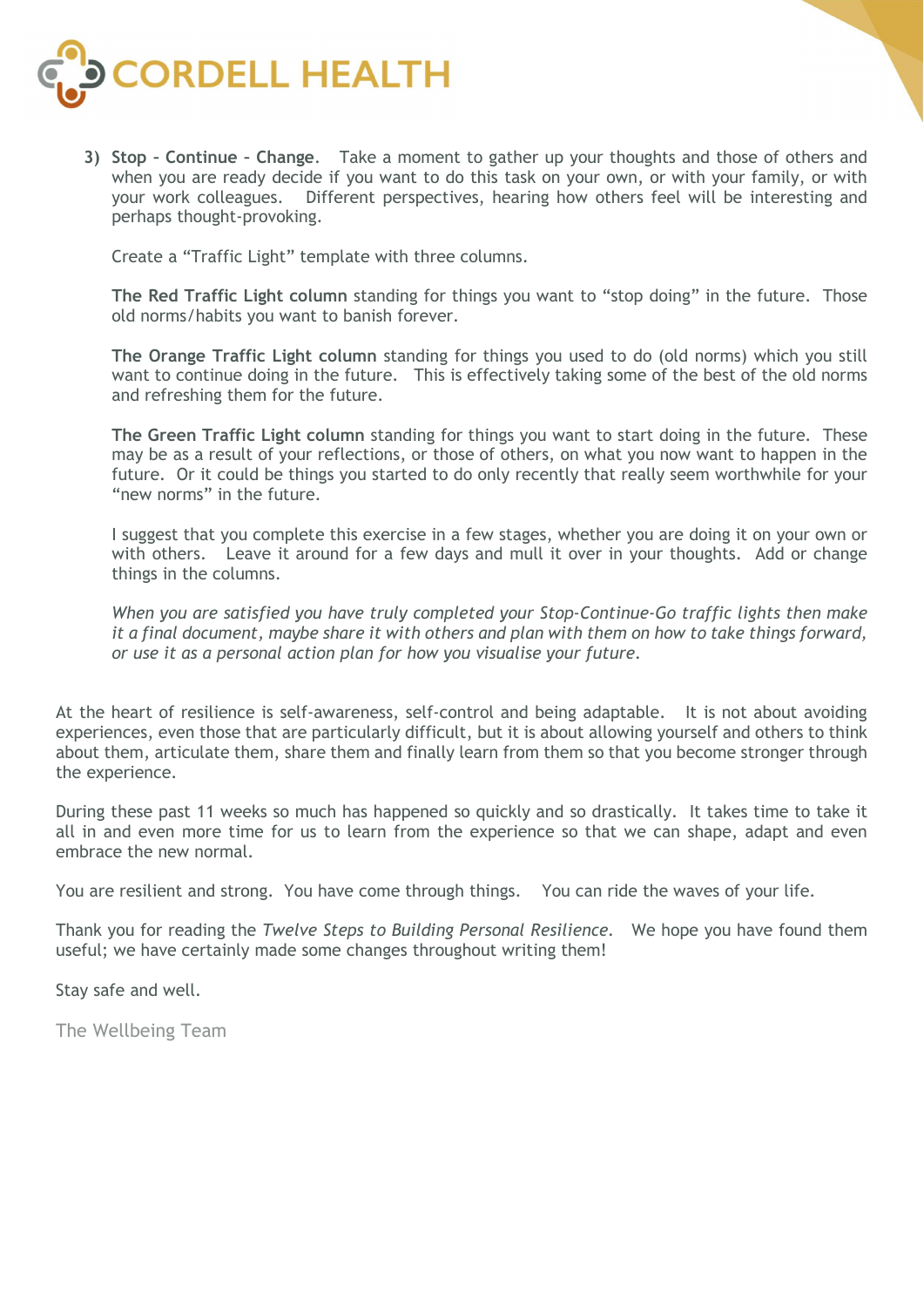3) **Stop – Continue – Change**. Take a moment to gather up your thoughts and those of others and when you are ready decide if you want to do this task on your own, or with your family, or with your work colleagues. Different perspectives, hearing how others feel will be interesting and perhaps thought-provoking.

   Create a "Traffic Light" template with three columns.

   **The Red Traffic Light column** standing for things you want to "stop doing" in the future. Those old norms/habits you want to banish forever.

   **The Orange Traffic Light column** standing for things you used to do (old norms) which you still want to continue doing in the future. This is effectively taking some of the best of the old norms and refreshing them for the future.

   **The Green Traffic Light column** standing for things you want to start doing in the future. These may be as a result of your reflections, or those of others, on what you now want to happen in the future. Or it could be things you started to do only recently that really seem worthwhile for your "new norms" in the future.

   I suggest that you complete this exercise in a few stages, whether you are doing it on your own or with others. Leave it around for a few days and mull it over in your thoughts. Add or change things in the columns.

   *When you are satisfied you have truly completed your Stop-Continue-Go traffic lights then make it a final document, maybe share it with others and plan with them on how to take things forward, or use it as a personal action plan for how you visualise your future.*

At the heart of resilience is self-awareness, self-control and being adaptable. It is not about avoiding experiences, even those that are particularly difficult, but it is about allowing yourself and others to think about them, articulate them, share them and finally learn from them so that you become stronger through the experience.

During these past 11 weeks so much has happened so quickly and so drastically. It takes time to take it all in and even more time for us to learn from the experience so that we can shape, adapt and even embrace the new normal.

You are resilient and strong. You have come through things. You can ride the waves of your life.

Thank you for reading the *Twelve Steps to Building Personal Resilience*. We hope you have found them useful; we have certainly made some changes throughout writing them!

Stay safe and well.

The Wellbeing Team